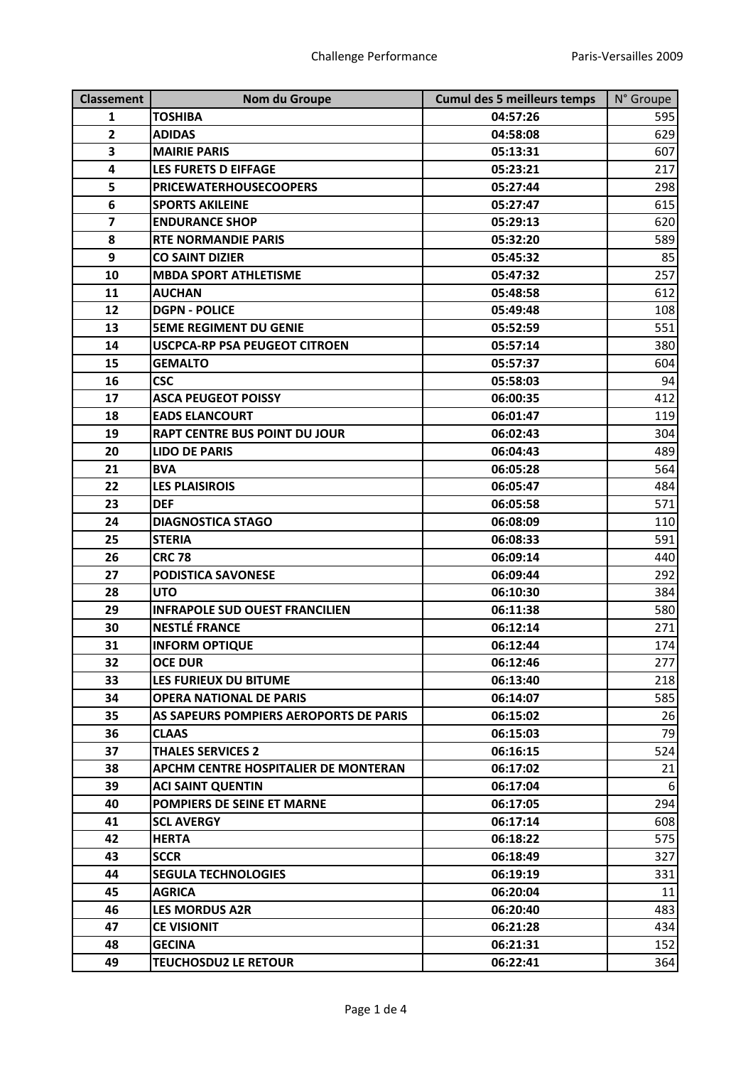| Classement | Nom du Groupe | Cumul des 5 meilleurs temps | N° Groupe |
|---|---|---|---|
| 1 | TOSHIBA | 04:57:26 | 595 |
| 2 | ADIDAS | 04:58:08 | 629 |
| 3 | MAIRIE PARIS | 05:13:31 | 607 |
| 4 | LES FURETS D EIFFAGE | 05:23:21 | 217 |
| 5 | PRICEWATERHOUSECOOPERS | 05:27:44 | 298 |
| 6 | SPORTS AKILEINE | 05:27:47 | 615 |
| 7 | ENDURANCE SHOP | 05:29:13 | 620 |
| 8 | RTE NORMANDIE PARIS | 05:32:20 | 589 |
| 9 | CO SAINT DIZIER | 05:45:32 | 85 |
| 10 | MBDA SPORT ATHLETISME | 05:47:32 | 257 |
| 11 | AUCHAN | 05:48:58 | 612 |
| 12 | DGPN - POLICE | 05:49:48 | 108 |
| 13 | 5EME REGIMENT DU GENIE | 05:52:59 | 551 |
| 14 | USCPCA-RP PSA PEUGEOT CITROEN | 05:57:14 | 380 |
| 15 | GEMALTO | 05:57:37 | 604 |
| 16 | CSC | 05:58:03 | 94 |
| 17 | ASCA PEUGEOT POISSY | 06:00:35 | 412 |
| 18 | EADS ELANCOURT | 06:01:47 | 119 |
| 19 | RAPT CENTRE BUS POINT DU JOUR | 06:02:43 | 304 |
| 20 | LIDO DE PARIS | 06:04:43 | 489 |
| 21 | BVA | 06:05:28 | 564 |
| 22 | LES PLAISIROIS | 06:05:47 | 484 |
| 23 | DEF | 06:05:58 | 571 |
| 24 | DIAGNOSTICA STAGO | 06:08:09 | 110 |
| 25 | STERIA | 06:08:33 | 591 |
| 26 | CRC 78 | 06:09:14 | 440 |
| 27 | PODISTICA SAVONESE | 06:09:44 | 292 |
| 28 | UTO | 06:10:30 | 384 |
| 29 | INFRAPOLE SUD OUEST FRANCILIEN | 06:11:38 | 580 |
| 30 | NESTLÉ FRANCE | 06:12:14 | 271 |
| 31 | INFORM OPTIQUE | 06:12:44 | 174 |
| 32 | OCE DUR | 06:12:46 | 277 |
| 33 | LES FURIEUX DU BITUME | 06:13:40 | 218 |
| 34 | OPERA NATIONAL DE PARIS | 06:14:07 | 585 |
| 35 | AS SAPEURS POMPIERS AEROPORTS DE PARIS | 06:15:02 | 26 |
| 36 | CLAAS | 06:15:03 | 79 |
| 37 | THALES SERVICES 2 | 06:16:15 | 524 |
| 38 | APCHM CENTRE HOSPITALIER DE MONTERAN | 06:17:02 | 21 |
| 39 | ACI SAINT QUENTIN | 06:17:04 | 6 |
| 40 | POMPIERS DE SEINE ET MARNE | 06:17:05 | 294 |
| 41 | SCL AVERGY | 06:17:14 | 608 |
| 42 | HERTA | 06:18:22 | 575 |
| 43 | SCCR | 06:18:49 | 327 |
| 44 | SEGULA TECHNOLOGIES | 06:19:19 | 331 |
| 45 | AGRICA | 06:20:04 | 11 |
| 46 | LES MORDUS A2R | 06:20:40 | 483 |
| 47 | CE VISIONIT | 06:21:28 | 434 |
| 48 | GECINA | 06:21:31 | 152 |
| 49 | TEUCHOSDU2 LE RETOUR | 06:22:41 | 364 |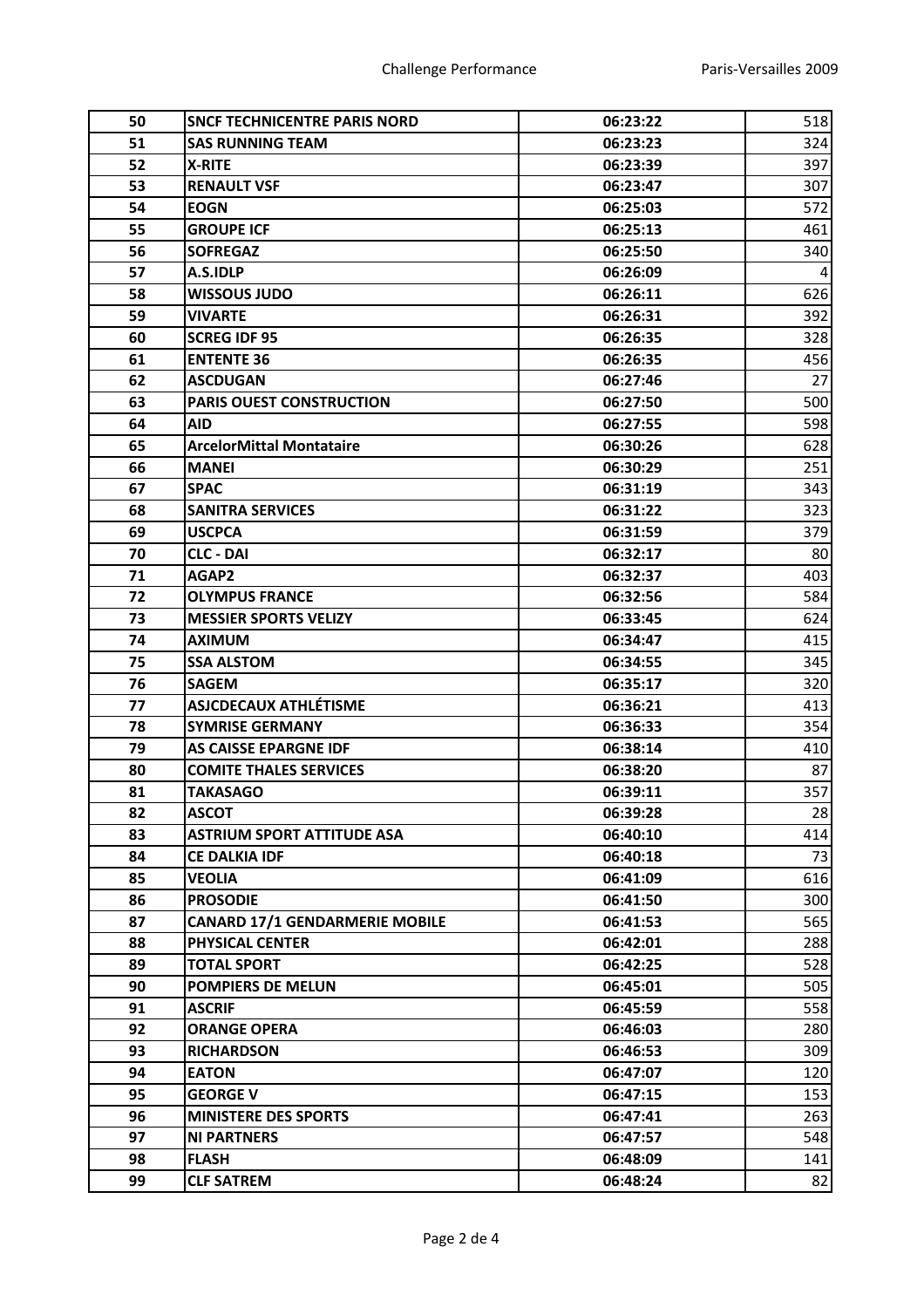| 50 | **SNCF TECHNICENTRE PARIS NORD** | **06:23:22** | 518 |
|---|---|---|---|
| 51 | **SAS RUNNING TEAM** | **06:23:23** | 324 |
| 52 | **X-RITE** | **06:23:39** | 397 |
| 53 | **RENAULT VSF** | **06:23:47** | 307 |
| 54 | **EOGN** | **06:25:03** | 572 |
| 55 | **GROUPE ICF** | **06:25:13** | 461 |
| 56 | **SOFREGAZ** | **06:25:50** | 340 |
| 57 | **A.S.IDLP** | **06:26:09** | 4 |
| 58 | **WISSOUS JUDO** | **06:26:11** | 626 |
| 59 | **VIVARTE** | **06:26:31** | 392 |
| 60 | **SCREG IDF 95** | **06:26:35** | 328 |
| 61 | **ENTENTE 36** | **06:26:35** | 456 |
| 62 | **ASCDUGAN** | **06:27:46** | 27 |
| 63 | **PARIS OUEST CONSTRUCTION** | **06:27:50** | 500 |
| 64 | **AID** | **06:27:55** | 598 |
| 65 | **ArcelorMittal Montataire** | **06:30:26** | 628 |
| 66 | **MANEI** | **06:30:29** | 251 |
| 67 | **SPAC** | **06:31:19** | 343 |
| 68 | **SANITRA SERVICES** | **06:31:22** | 323 |
| 69 | **USCPCA** | **06:31:59** | 379 |
| 70 | **CLC - DAI** | **06:32:17** | 80 |
| 71 | **AGAP2** | **06:32:37** | 403 |
| 72 | **OLYMPUS FRANCE** | **06:32:56** | 584 |
| 73 | **MESSIER SPORTS VELIZY** | **06:33:45** | 624 |
| 74 | **AXIMUM** | **06:34:47** | 415 |
| 75 | **SSA ALSTOM** | **06:34:55** | 345 |
| 76 | **SAGEM** | **06:35:17** | 320 |
| 77 | **ASJCDECAUX ATHLÉTISME** | **06:36:21** | 413 |
| 78 | **SYMRISE GERMANY** | **06:36:33** | 354 |
| 79 | **AS CAISSE EPARGNE IDF** | **06:38:14** | 410 |
| 80 | **COMITE THALES SERVICES** | **06:38:20** | 87 |
| 81 | **TAKASAGO** | **06:39:11** | 357 |
| 82 | **ASCOT** | **06:39:28** | 28 |
| 83 | **ASTRIUM SPORT ATTITUDE ASA** | **06:40:10** | 414 |
| 84 | **CE DALKIA IDF** | **06:40:18** | 73 |
| 85 | **VEOLIA** | **06:41:09** | 616 |
| 86 | **PROSODIE** | **06:41:50** | 300 |
| 87 | **CANARD 17/1 GENDARMERIE MOBILE** | **06:41:53** | 565 |
| 88 | **PHYSICAL CENTER** | **06:42:01** | 288 |
| 89 | **TOTAL SPORT** | **06:42:25** | 528 |
| 90 | **POMPIERS DE MELUN** | **06:45:01** | 505 |
| 91 | **ASCRIF** | **06:45:59** | 558 |
| 92 | **ORANGE OPERA** | **06:46:03** | 280 |
| 93 | **RICHARDSON** | **06:46:53** | 309 |
| 94 | **EATON** | **06:47:07** | 120 |
| 95 | **GEORGE V** | **06:47:15** | 153 |
| 96 | **MINISTERE DES SPORTS** | **06:47:41** | 263 |
| 97 | **NI PARTNERS** | **06:47:57** | 548 |
| 98 | **FLASH** | **06:48:09** | 141 |
| 99 | **CLF SATREM** | **06:48:24** | 82 |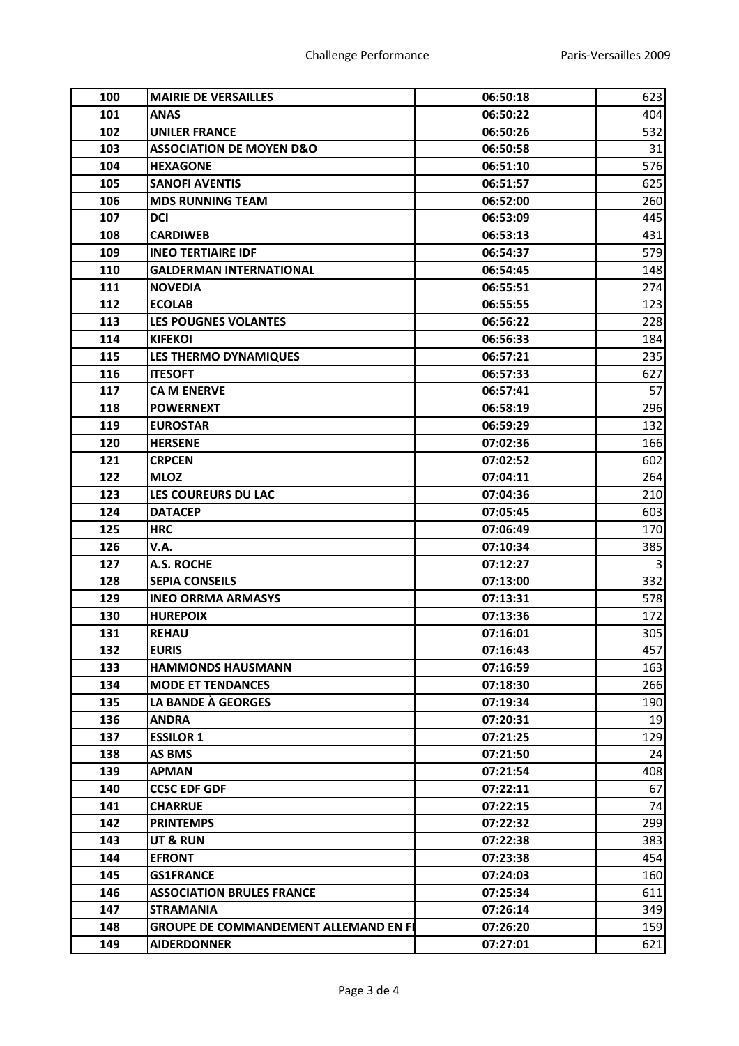| | | | |
|---|---|---|---|
| 100 | **MAIRIE DE VERSAILLES** | **06:50:18** | 623 |
| 101 | **ANAS** | **06:50:22** | 404 |
| 102 | **UNILER FRANCE** | **06:50:26** | 532 |
| 103 | **ASSOCIATION DE MOYEN D&O** | **06:50:58** | 31 |
| 104 | **HEXAGONE** | **06:51:10** | 576 |
| 105 | **SANOFI AVENTIS** | **06:51:57** | 625 |
| 106 | **MDS RUNNING TEAM** | **06:52:00** | 260 |
| 107 | **DCI** | **06:53:09** | 445 |
| 108 | **CARDIWEB** | **06:53:13** | 431 |
| 109 | **INEO TERTIAIRE IDF** | **06:54:37** | 579 |
| 110 | **GALDERMAN INTERNATIONAL** | **06:54:45** | 148 |
| 111 | **NOVEDIA** | **06:55:51** | 274 |
| 112 | **ECOLAB** | **06:55:55** | 123 |
| 113 | **LES POUGNES VOLANTES** | **06:56:22** | 228 |
| 114 | **KIFEKOI** | **06:56:33** | 184 |
| 115 | **LES THERMO DYNAMIQUES** | **06:57:21** | 235 |
| 116 | **ITESOFT** | **06:57:33** | 627 |
| 117 | **CA M ENERVE** | **06:57:41** | 57 |
| 118 | **POWERNEXT** | **06:58:19** | 296 |
| 119 | **EUROSTAR** | **06:59:29** | 132 |
| 120 | **HERSENE** | **07:02:36** | 166 |
| 121 | **CRPCEN** | **07:02:52** | 602 |
| 122 | **MLOZ** | **07:04:11** | 264 |
| 123 | **LES COUREURS DU LAC** | **07:04:36** | 210 |
| 124 | **DATACEP** | **07:05:45** | 603 |
| 125 | **HRC** | **07:06:49** | 170 |
| 126 | **V.A.** | **07:10:34** | 385 |
| 127 | **A.S. ROCHE** | **07:12:27** | 3 |
| 128 | **SEPIA CONSEILS** | **07:13:00** | 332 |
| 129 | **INEO ORRMA ARMASYS** | **07:13:31** | 578 |
| 130 | **HUREPOIX** | **07:13:36** | 172 |
| 131 | **REHAU** | **07:16:01** | 305 |
| 132 | **EURIS** | **07:16:43** | 457 |
| 133 | **HAMMONDS HAUSMANN** | **07:16:59** | 163 |
| 134 | **MODE ET TENDANCES** | **07:18:30** | 266 |
| 135 | **LA BANDE À GEORGES** | **07:19:34** | 190 |
| 136 | **ANDRA** | **07:20:31** | 19 |
| 137 | **ESSILOR 1** | **07:21:25** | 129 |
| 138 | **AS BMS** | **07:21:50** | 24 |
| 139 | **APMAN** | **07:21:54** | 408 |
| 140 | **CCSC EDF GDF** | **07:22:11** | 67 |
| 141 | **CHARRUE** | **07:22:15** | 74 |
| 142 | **PRINTEMPS** | **07:22:32** | 299 |
| 143 | **UT & RUN** | **07:22:38** | 383 |
| 144 | **EFRONT** | **07:23:38** | 454 |
| 145 | **GS1FRANCE** | **07:24:03** | 160 |
| 146 | **ASSOCIATION BRULES FRANCE** | **07:25:34** | 611 |
| 147 | **STRAMANIA** | **07:26:14** | 349 |
| 148 | **GROUPE DE COMMANDEMENT ALLEMAND EN FI** | **07:26:20** | 159 |
| 149 | **AIDERDONNER** | **07:27:01** | 621 |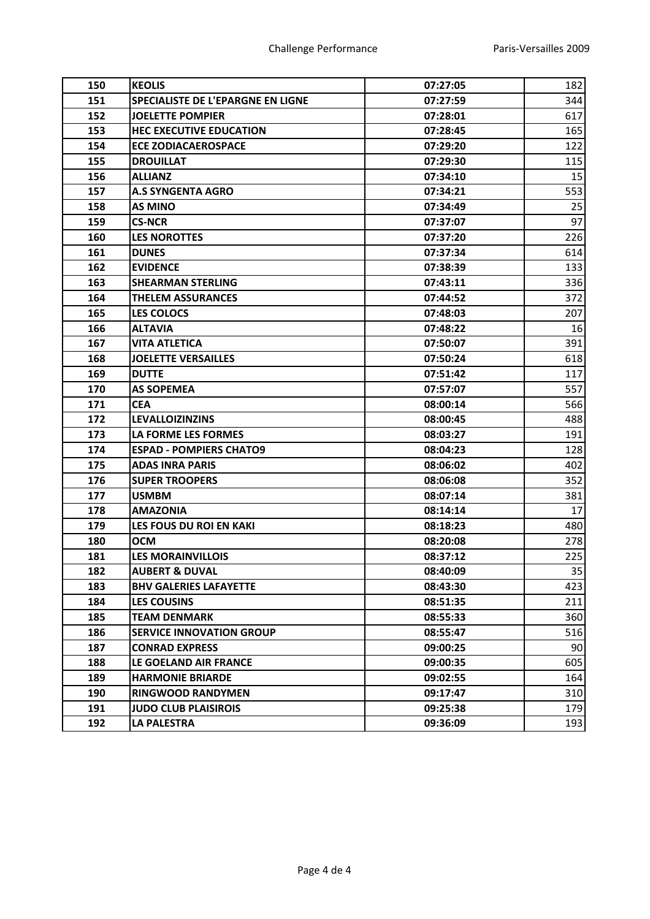| | | | |
|---|---|---|---|
| 150 | **KEOLIS** | 07:27:05 | 182 |
| 151 | **SPECIALISTE DE L'EPARGNE EN LIGNE** | 07:27:59 | 344 |
| 152 | **JOELETTE POMPIER** | 07:28:01 | 617 |
| 153 | **HEC EXECUTIVE EDUCATION** | 07:28:45 | 165 |
| 154 | **ECE ZODIACAEROSPACE** | 07:29:20 | 122 |
| 155 | **DROUILLAT** | 07:29:30 | 115 |
| 156 | **ALLIANZ** | 07:34:10 | 15 |
| 157 | **A.S SYNGENTA AGRO** | 07:34:21 | 553 |
| 158 | **AS MINO** | 07:34:49 | 25 |
| 159 | **CS-NCR** | 07:37:07 | 97 |
| 160 | **LES NOROTTES** | 07:37:20 | 226 |
| 161 | **DUNES** | 07:37:34 | 614 |
| 162 | **EVIDENCE** | 07:38:39 | 133 |
| 163 | **SHEARMAN STERLING** | 07:43:11 | 336 |
| 164 | **THELEM ASSURANCES** | 07:44:52 | 372 |
| 165 | **LES COLOCS** | 07:48:03 | 207 |
| 166 | **ALTAVIA** | 07:48:22 | 16 |
| 167 | **VITA ATLETICA** | 07:50:07 | 391 |
| 168 | **JOELETTE VERSAILLES** | 07:50:24 | 618 |
| 169 | **DUTTE** | 07:51:42 | 117 |
| 170 | **AS SOPEMEA** | 07:57:07 | 557 |
| 171 | **CEA** | 08:00:14 | 566 |
| 172 | **LEVALLOIZINZINS** | 08:00:45 | 488 |
| 173 | **LA FORME LES FORMES** | 08:03:27 | 191 |
| 174 | **ESPAD - POMPIERS CHATO9** | 08:04:23 | 128 |
| 175 | **ADAS INRA PARIS** | 08:06:02 | 402 |
| 176 | **SUPER TROOPERS** | 08:06:08 | 352 |
| 177 | **USMBM** | 08:07:14 | 381 |
| 178 | **AMAZONIA** | 08:14:14 | 17 |
| 179 | **LES FOUS DU ROI EN KAKI** | 08:18:23 | 480 |
| 180 | **OCM** | 08:20:08 | 278 |
| 181 | **LES MORAINVILLOIS** | 08:37:12 | 225 |
| 182 | **AUBERT & DUVAL** | 08:40:09 | 35 |
| 183 | **BHV GALERIES LAFAYETTE** | 08:43:30 | 423 |
| 184 | **LES COUSINS** | 08:51:35 | 211 |
| 185 | **TEAM DENMARK** | 08:55:33 | 360 |
| 186 | **SERVICE INNOVATION GROUP** | 08:55:47 | 516 |
| 187 | **CONRAD EXPRESS** | 09:00:25 | 90 |
| 188 | **LE GOELAND AIR FRANCE** | 09:00:35 | 605 |
| 189 | **HARMONIE BRIARDE** | 09:02:55 | 164 |
| 190 | **RINGWOOD RANDYMEN** | 09:17:47 | 310 |
| 191 | **JUDO CLUB PLAISIROIS** | 09:25:38 | 179 |
| 192 | **LA PALESTRA** | 09:36:09 | 193 |